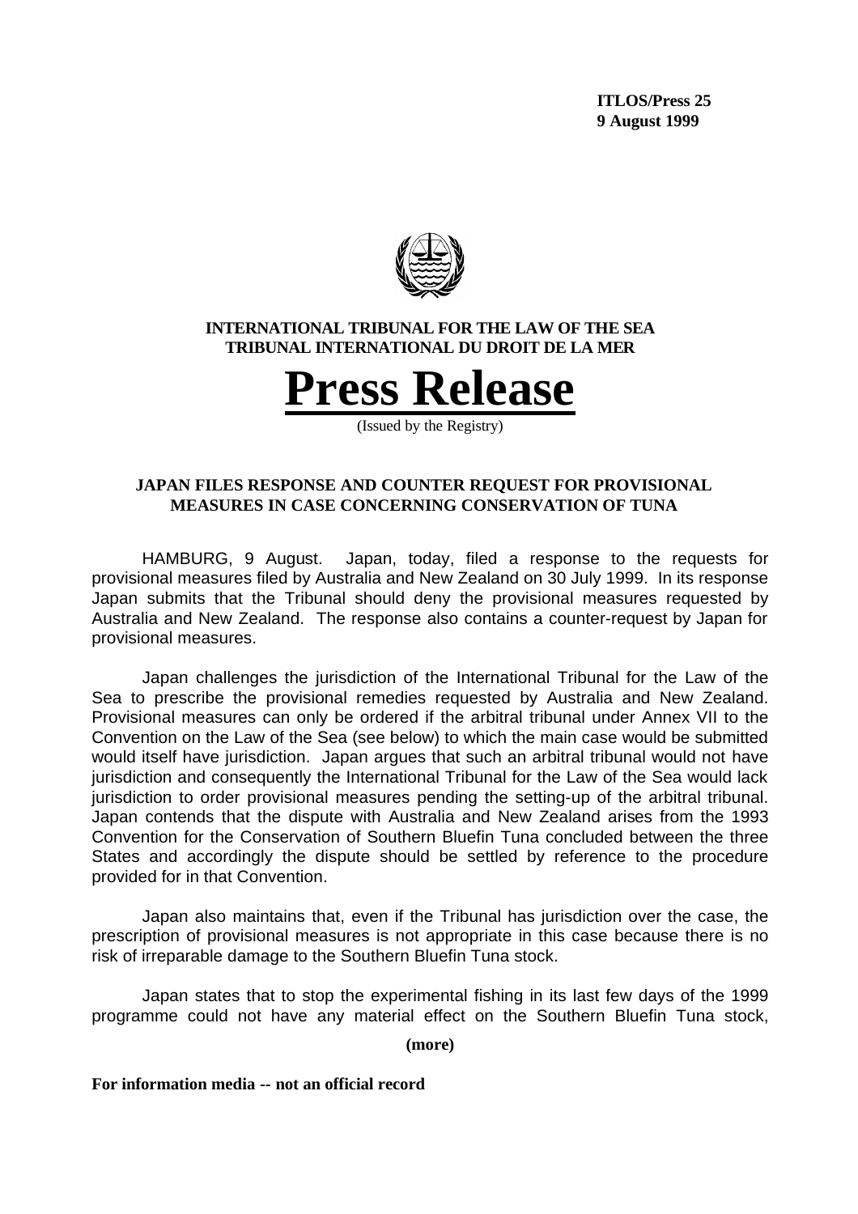**ITLOS/Press 25**
**9 August 1999**

**INTERNATIONAL TRIBUNAL FOR THE LAW OF THE SEA**
**TRIBUNAL INTERNATIONAL DU DROIT DE LA MER**

# Press Release

(Issued by the Registry)

## JAPAN FILES RESPONSE AND COUNTER REQUEST FOR PROVISIONAL MEASURES IN CASE CONCERNING CONSERVATION OF TUNA

HAMBURG, 9 August. Japan, today, filed a response to the requests for provisional measures filed by Australia and New Zealand on 30 July 1999. In its response Japan submits that the Tribunal should deny the provisional measures requested by Australia and New Zealand. The response also contains a counter-request by Japan for provisional measures.

Japan challenges the jurisdiction of the International Tribunal for the Law of the Sea to prescribe the provisional remedies requested by Australia and New Zealand. Provisional measures can only be ordered if the arbitral tribunal under Annex VII to the Convention on the Law of the Sea (see below) to which the main case would be submitted would itself have jurisdiction. Japan argues that such an arbitral tribunal would not have jurisdiction and consequently the International Tribunal for the Law of the Sea would lack jurisdiction to order provisional measures pending the setting-up of the arbitral tribunal. Japan contends that the dispute with Australia and New Zealand arises from the 1993 Convention for the Conservation of Southern Bluefin Tuna concluded between the three States and accordingly the dispute should be settled by reference to the procedure provided for in that Convention.

Japan also maintains that, even if the Tribunal has jurisdiction over the case, the prescription of provisional measures is not appropriate in this case because there is no risk of irreparable damage to the Southern Bluefin Tuna stock.

Japan states that to stop the experimental fishing in its last few days of the 1999 programme could not have any material effect on the Southern Bluefin Tuna stock,

**(more)**

**For information media -- not an official record**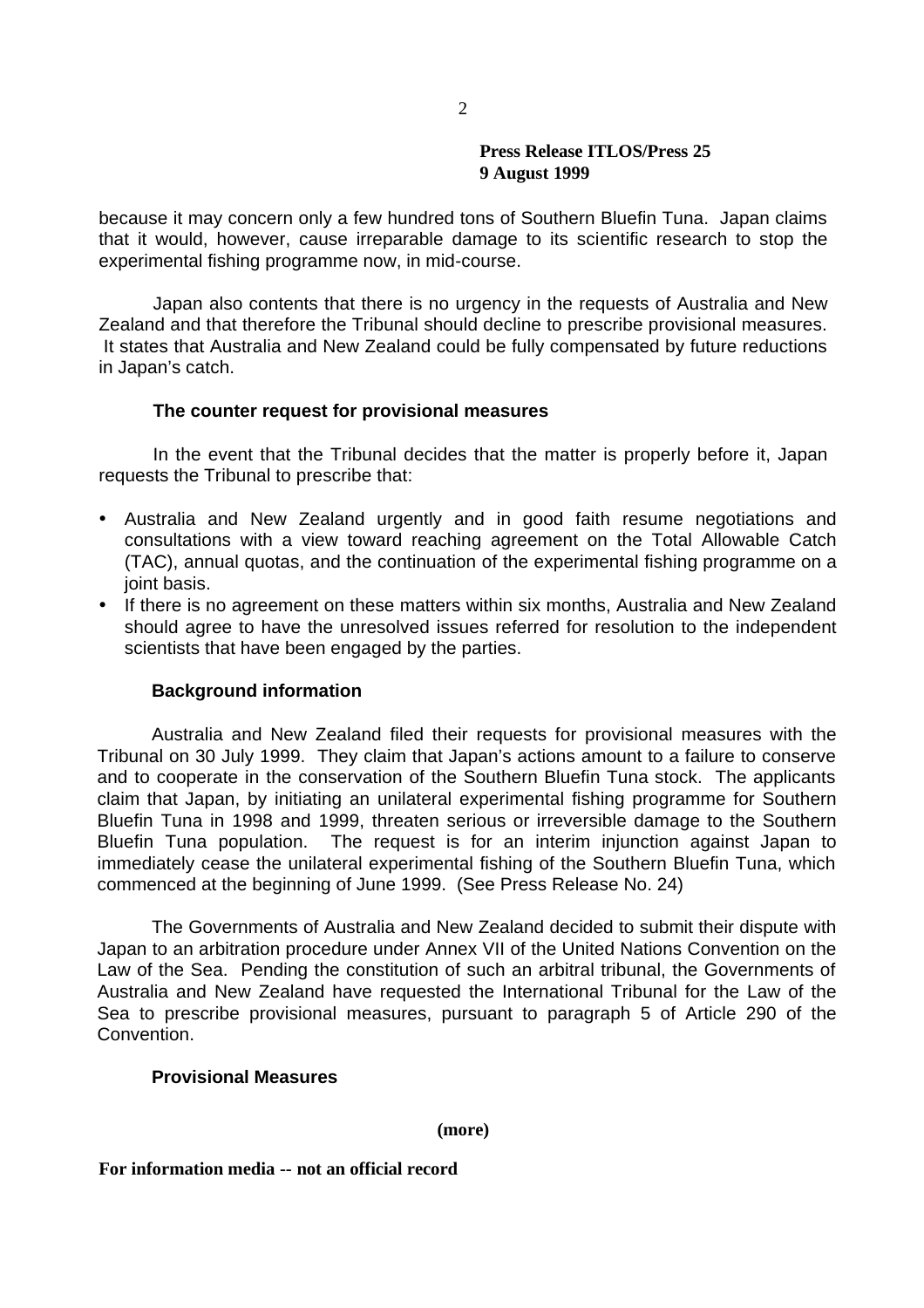because it may concern only a few hundred tons of Southern Bluefin Tuna. Japan claims that it would, however, cause irreparable damage to its scientific research to stop the experimental fishing programme now, in mid-course.

Japan also contents that there is no urgency in the requests of Australia and New Zealand and that therefore the Tribunal should decline to prescribe provisional measures. It states that Australia and New Zealand could be fully compensated by future reductions in Japan's catch.

### The counter request for provisional measures

In the event that the Tribunal decides that the matter is properly before it, Japan requests the Tribunal to prescribe that:

- Australia and New Zealand urgently and in good faith resume negotiations and consultations with a view toward reaching agreement on the Total Allowable Catch (TAC), annual quotas, and the continuation of the experimental fishing programme on a joint basis.
- If there is no agreement on these matters within six months, Australia and New Zealand should agree to have the unresolved issues referred for resolution to the independent scientists that have been engaged by the parties.

### Background information

Australia and New Zealand filed their requests for provisional measures with the Tribunal on 30 July 1999. They claim that Japan's actions amount to a failure to conserve and to cooperate in the conservation of the Southern Bluefin Tuna stock. The applicants claim that Japan, by initiating an unilateral experimental fishing programme for Southern Bluefin Tuna in 1998 and 1999, threaten serious or irreversible damage to the Southern Bluefin Tuna population. The request is for an interim injunction against Japan to immediately cease the unilateral experimental fishing of the Southern Bluefin Tuna, which commenced at the beginning of June 1999. (See Press Release No. 24)

The Governments of Australia and New Zealand decided to submit their dispute with Japan to an arbitration procedure under Annex VII of the United Nations Convention on the Law of the Sea. Pending the constitution of such an arbitral tribunal, the Governments of Australia and New Zealand have requested the International Tribunal for the Law of the Sea to prescribe provisional measures, pursuant to paragraph 5 of Article 290 of the Convention.

### Provisional Measures

(more)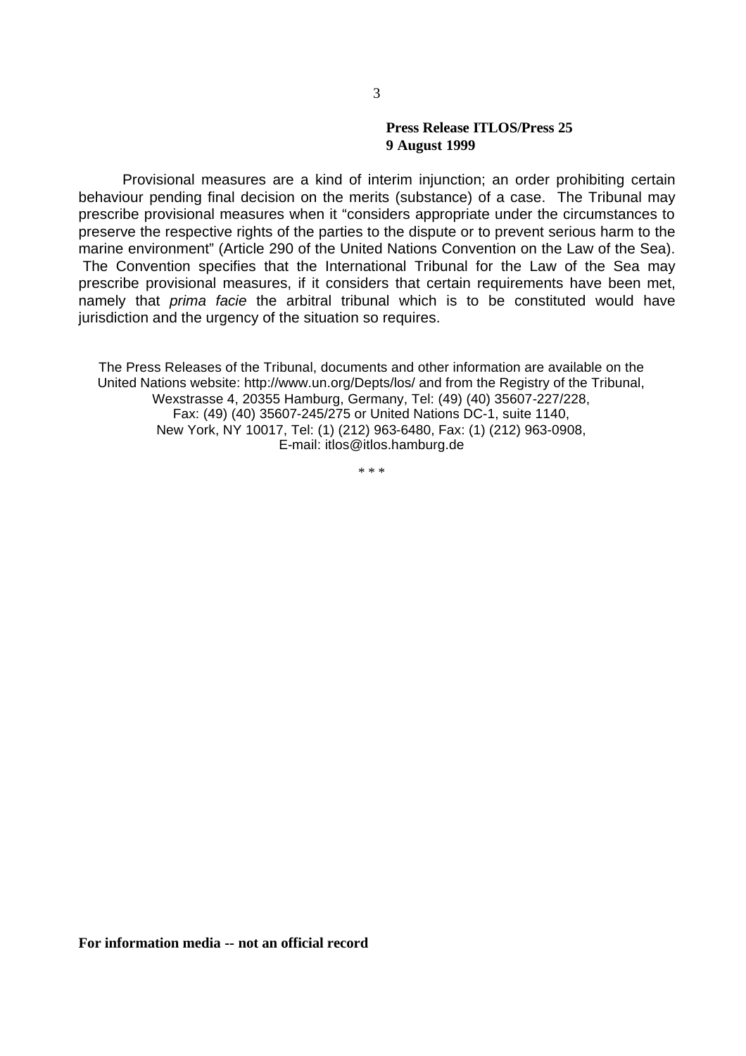**Press Release ITLOS/Press 25**
**9 August 1999**

Provisional measures are a kind of interim injunction; an order prohibiting certain behaviour pending final decision on the merits (substance) of a case. The Tribunal may prescribe provisional measures when it "considers appropriate under the circumstances to preserve the respective rights of the parties to the dispute or to prevent serious harm to the marine environment" (Article 290 of the United Nations Convention on the Law of the Sea). The Convention specifies that the International Tribunal for the Law of the Sea may prescribe provisional measures, if it considers that certain requirements have been met, namely that *prima facie* the arbitral tribunal which is to be constituted would have jurisdiction and the urgency of the situation so requires.

The Press Releases of the Tribunal, documents and other information are available on the United Nations website: http://www.un.org/Depts/los/ and from the Registry of the Tribunal, Wexstrasse 4, 20355 Hamburg, Germany, Tel: (49) (40) 35607-227/228, Fax: (49) (40) 35607-245/275 or United Nations DC-1, suite 1140, New York, NY 10017, Tel: (1) (212) 963-6480, Fax: (1) (212) 963-0908, E-mail: itlos@itlos.hamburg.de

* * *

**For information media -- not an official record**